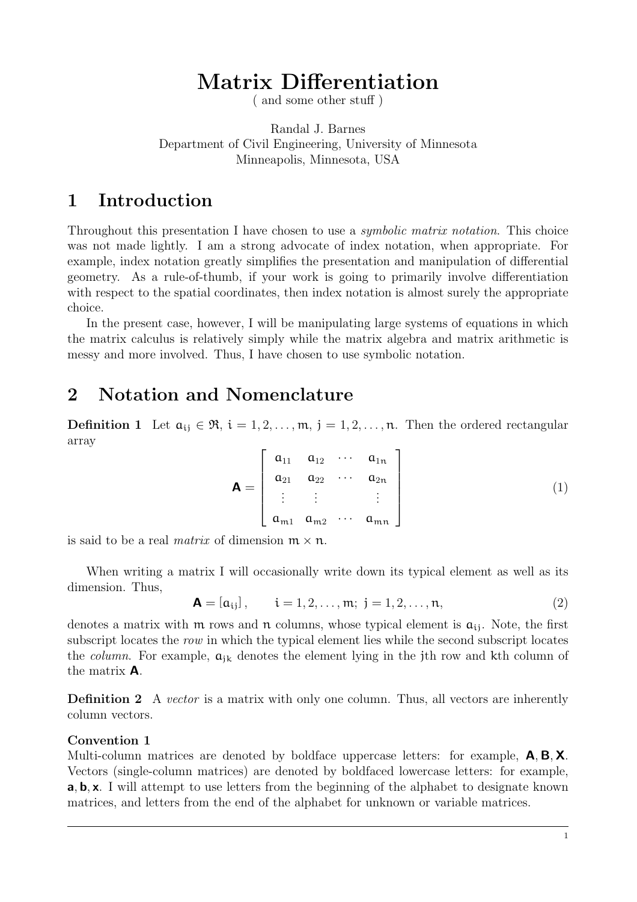# Matrix Differentiation

( and some other stuff )

Randal J. Barnes
Department of Civil Engineering, University of Minnesota
Minneapolis, Minnesota, USA

## 1 Introduction

Throughout this presentation I have chosen to use a *symbolic matrix notation*. This choice was not made lightly. I am a strong advocate of index notation, when appropriate. For example, index notation greatly simplifies the presentation and manipulation of differential geometry. As a rule-of-thumb, if your work is going to primarily involve differentiation with respect to the spatial coordinates, then index notation is almost surely the appropriate choice.

In the present case, however, I will be manipulating large systems of equations in which the matrix calculus is relatively simply while the matrix algebra and matrix arithmetic is messy and more involved. Thus, I have chosen to use symbolic notation.

## 2 Notation and Nomenclature

**Definition 1** Let $a_{ij} \in \Re$, $i = 1, 2, \ldots, m$, $j = 1, 2, \ldots, n$. Then the ordered rectangular array

$$\mathbf{A} = \begin{bmatrix} a_{11} & a_{12} & \cdots & a_{1n} \\ a_{21} & a_{22} & \cdots & a_{2n} \\ \vdots & \vdots & & \vdots \\ a_{m1} & a_{m2} & \cdots & a_{mn} \end{bmatrix} \tag{1}$$

is said to be a real *matrix* of dimension $m \times n$.

When writing a matrix I will occasionally write down its typical element as well as its dimension. Thus,

$$\mathbf{A} = [a_{ij}], \qquad i = 1, 2, \ldots, m;\ j = 1, 2, \ldots, n, \tag{2}$$

denotes a matrix with $m$ rows and $n$ columns, whose typical element is $a_{ij}$. Note, the first subscript locates the *row* in which the typical element lies while the second subscript locates the *column*. For example, $a_{jk}$ denotes the element lying in the $j$th row and $k$th column of the matrix $\mathbf{A}$.

**Definition 2** A *vector* is a matrix with only one column. Thus, all vectors are inherently column vectors.

**Convention 1**
Multi-column matrices are denoted by boldface uppercase letters: for example, $\mathbf{A}, \mathbf{B}, \mathbf{X}$. Vectors (single-column matrices) are denoted by boldfaced lowercase letters: for example, $\mathbf{a}, \mathbf{b}, \mathbf{x}$. I will attempt to use letters from the beginning of the alphabet to designate known matrices, and letters from the end of the alphabet for unknown or variable matrices.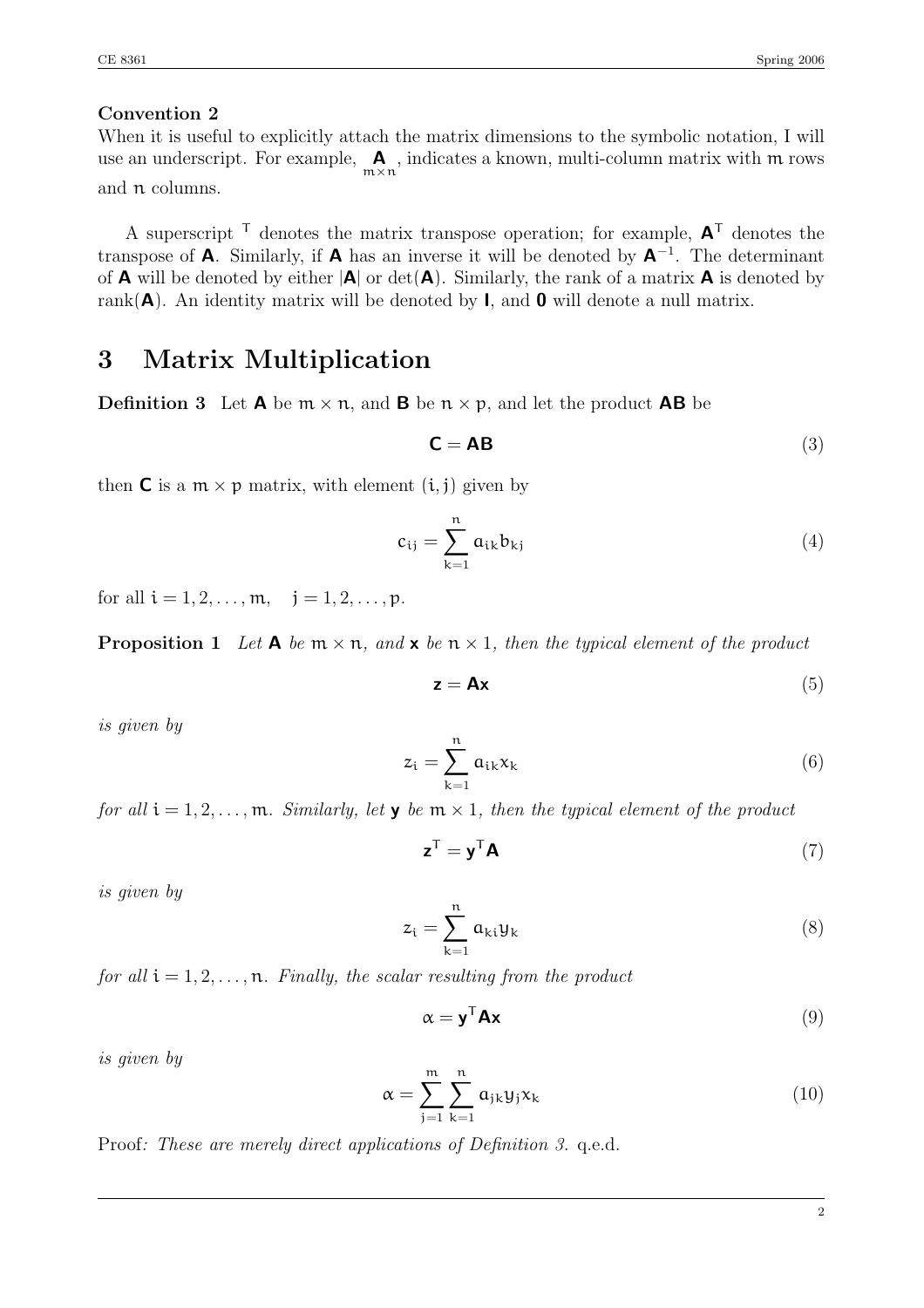**Convention 2**
When it is useful to explicitly attach the matrix dimensions to the symbolic notation, I will use an underscript. For example, $\underset{m\times n}{\mathbf{A}}$, indicates a known, multi-column matrix with $m$ rows and $n$ columns.

A superscript $^\mathsf{T}$ denotes the matrix transpose operation; for example, $\mathbf{A}^\mathsf{T}$ denotes the transpose of $\mathbf{A}$. Similarly, if $\mathbf{A}$ has an inverse it will be denoted by $\mathbf{A}^{-1}$. The determinant of $\mathbf{A}$ will be denoted by either $|\mathbf{A}|$ or $\det(\mathbf{A})$. Similarly, the rank of a matrix $\mathbf{A}$ is denoted by $\text{rank}(\mathbf{A})$. An identity matrix will be denoted by $\mathbf{I}$, and $\mathbf{0}$ will denote a null matrix.

# 3 Matrix Multiplication

**Definition 3** Let $\mathbf{A}$ be $m \times n$, and $\mathbf{B}$ be $n \times p$, and let the product $\mathbf{AB}$ be

$$\mathbf{C} = \mathbf{AB} \tag{3}$$

then $\mathbf{C}$ is a $m \times p$ matrix, with element $(i, j)$ given by

$$c_{ij} = \sum_{k=1}^{n} a_{ik} b_{kj} \tag{4}$$

for all $i = 1, 2, \ldots, m, \quad j = 1, 2, \ldots, p$.

**Proposition 1** *Let $\mathbf{A}$ be $m \times n$, and $\mathbf{x}$ be $n \times 1$, then the typical element of the product*

$$\mathbf{z} = \mathbf{Ax} \tag{5}$$

*is given by*

$$z_i = \sum_{k=1}^{n} a_{ik} x_k \tag{6}$$

*for all $i = 1, 2, \ldots, m$. Similarly, let $\mathbf{y}$ be $m \times 1$, then the typical element of the product*

$$\mathbf{z}^\mathsf{T} = \mathbf{y}^\mathsf{T}\mathbf{A} \tag{7}$$

*is given by*

$$z_i = \sum_{k=1}^{n} a_{ki} y_k \tag{8}$$

*for all $i = 1, 2, \ldots, n$. Finally, the scalar resulting from the product*

$$\alpha = \mathbf{y}^\mathsf{T}\mathbf{Ax} \tag{9}$$

*is given by*

$$\alpha = \sum_{j=1}^{m} \sum_{k=1}^{n} a_{jk} y_j x_k \tag{10}$$

Proof*: These are merely direct applications of Definition 3.* q.e.d.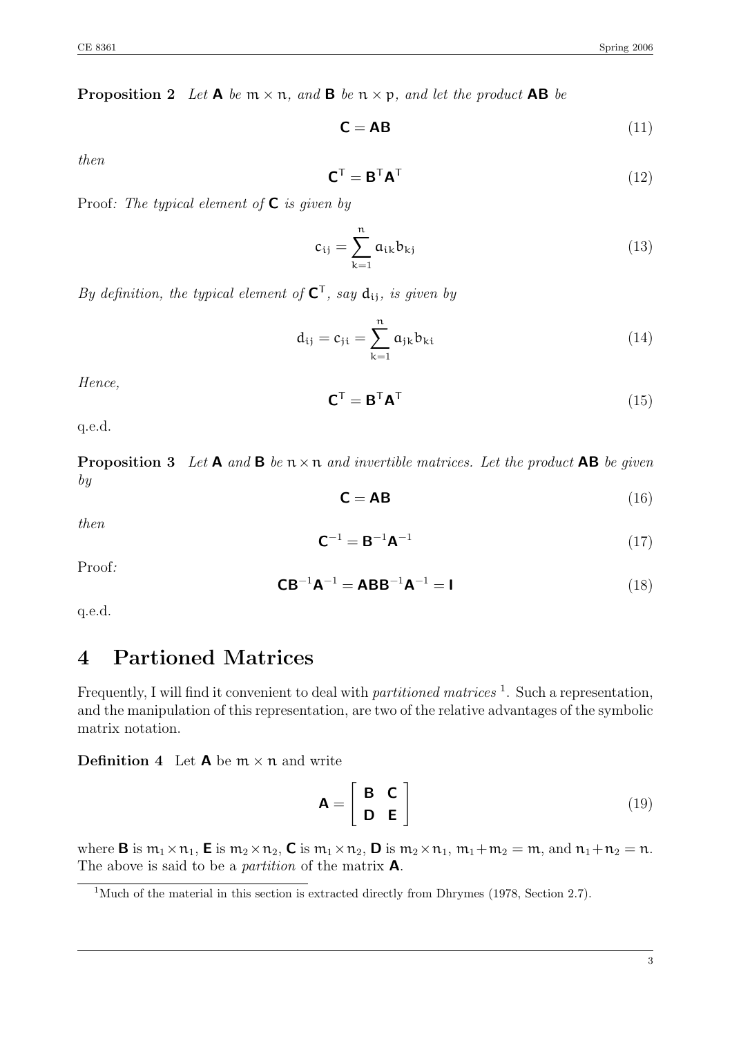**Proposition 2** *Let $\mathbf{A}$ be $m \times n$, and $\mathbf{B}$ be $n \times p$, and let the product $\mathbf{AB}$ be*

$$\mathbf{C} = \mathbf{AB} \tag{11}$$

*then*

$$\mathbf{C}^T = \mathbf{B}^T \mathbf{A}^T \tag{12}$$

Proof*: The typical element of $\mathbf{C}$ is given by*

$$c_{ij} = \sum_{k=1}^{n} a_{ik} b_{kj} \tag{13}$$

*By definition, the typical element of $\mathbf{C}^T$, say $d_{ij}$, is given by*

$$d_{ij} = c_{ji} = \sum_{k=1}^{n} a_{jk} b_{ki} \tag{14}$$

*Hence,*

$$\mathbf{C}^T = \mathbf{B}^T \mathbf{A}^T \tag{15}$$

q.e.d.

**Proposition 3** *Let $\mathbf{A}$ and $\mathbf{B}$ be $n \times n$ and invertible matrices. Let the product $\mathbf{AB}$ be given by*

$$\mathbf{C} = \mathbf{AB} \tag{16}$$

*then*

$$\mathbf{C}^{-1} = \mathbf{B}^{-1} \mathbf{A}^{-1} \tag{17}$$

Proof*:*

$$\mathbf{C} \mathbf{B}^{-1} \mathbf{A}^{-1} = \mathbf{A} \mathbf{B} \mathbf{B}^{-1} \mathbf{A}^{-1} = \mathbf{I} \tag{18}$$

q.e.d.

# 4 Partioned Matrices

Frequently, I will find it convenient to deal with *partitioned matrices* [1]. Such a representation, and the manipulation of this representation, are two of the relative advantages of the symbolic matrix notation.

**Definition 4** Let $\mathbf{A}$ be $m \times n$ and write

$$\mathbf{A} = \begin{bmatrix} \mathbf{B} & \mathbf{C} \\ \mathbf{D} & \mathbf{E} \end{bmatrix} \tag{19}$$

where $\mathbf{B}$ is $m_1 \times n_1$, $\mathbf{E}$ is $m_2 \times n_2$, $\mathbf{C}$ is $m_1 \times n_2$, $\mathbf{D}$ is $m_2 \times n_1$, $m_1 + m_2 = m$, and $n_1 + n_2 = n$. The above is said to be a *partition* of the matrix $\mathbf{A}$.

[1] Much of the material in this section is extracted directly from Dhrymes (1978, Section 2.7).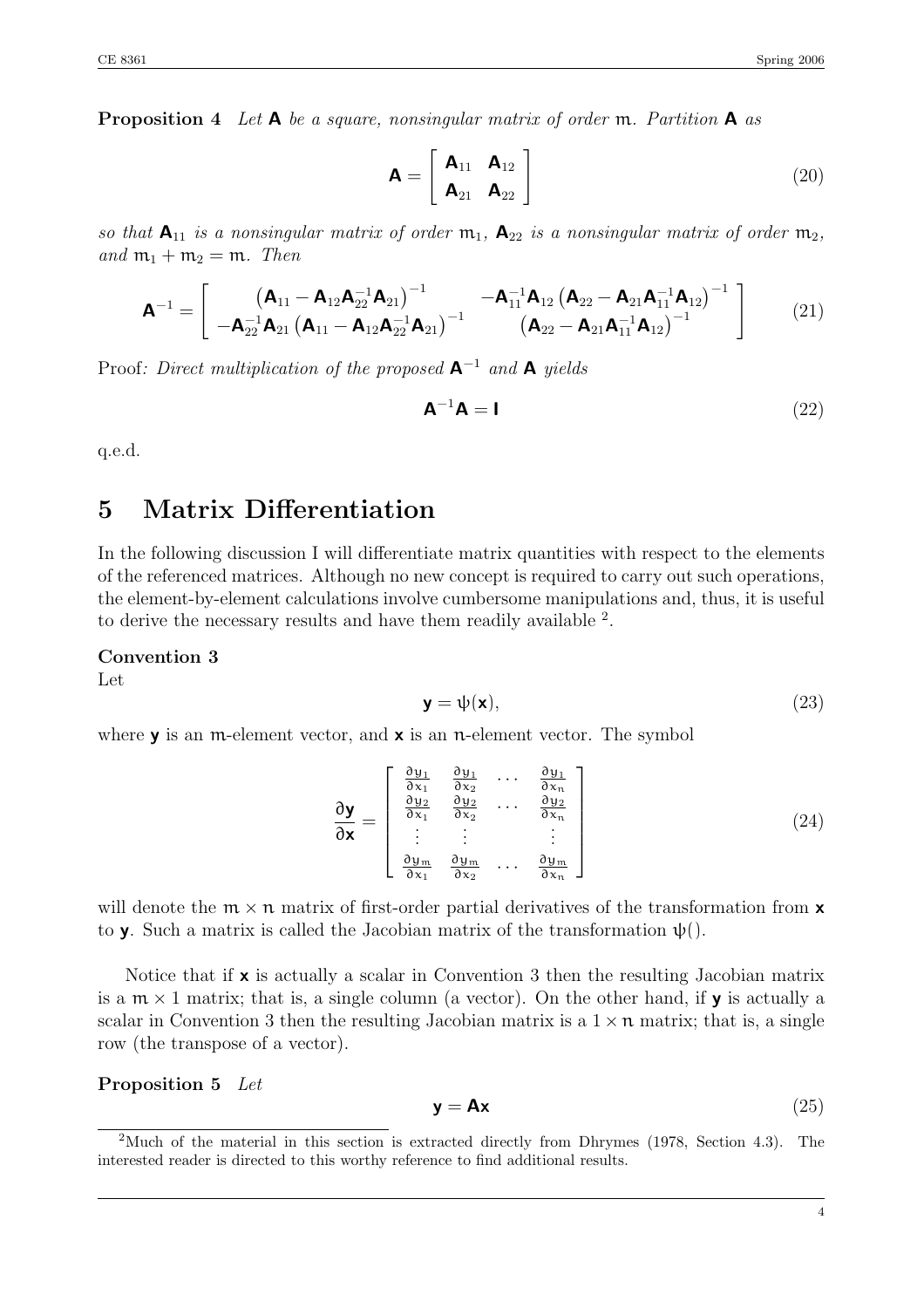**Proposition 4** *Let* $\mathbf{A}$ *be a square, nonsingular matrix of order* $m$. *Partition* $\mathbf{A}$ *as*

$$\mathbf{A} = \begin{bmatrix} \mathbf{A}_{11} & \mathbf{A}_{12} \\ \mathbf{A}_{21} & \mathbf{A}_{22} \end{bmatrix} \tag{20}$$

*so that* $\mathbf{A}_{11}$ *is a nonsingular matrix of order* $m_1$, $\mathbf{A}_{22}$ *is a nonsingular matrix of order* $m_2$, *and* $m_1 + m_2 = m$. *Then*

$$\mathbf{A}^{-1} = \begin{bmatrix} \left(\mathbf{A}_{11} - \mathbf{A}_{12}\mathbf{A}_{22}^{-1}\mathbf{A}_{21}\right)^{-1} & -\mathbf{A}_{11}^{-1}\mathbf{A}_{12}\left(\mathbf{A}_{22} - \mathbf{A}_{21}\mathbf{A}_{11}^{-1}\mathbf{A}_{12}\right)^{-1} \\ -\mathbf{A}_{22}^{-1}\mathbf{A}_{21}\left(\mathbf{A}_{11} - \mathbf{A}_{12}\mathbf{A}_{22}^{-1}\mathbf{A}_{21}\right)^{-1} & \left(\mathbf{A}_{22} - \mathbf{A}_{21}\mathbf{A}_{11}^{-1}\mathbf{A}_{12}\right)^{-1} \end{bmatrix} \tag{21}$$

Proof*: Direct multiplication of the proposed* $\mathbf{A}^{-1}$ *and* $\mathbf{A}$ *yields*

$$\mathbf{A}^{-1}\mathbf{A} = \mathbf{I} \tag{22}$$

q.e.d.

# 5 Matrix Differentiation

In the following discussion I will differentiate matrix quantities with respect to the elements of the referenced matrices. Although no new concept is required to carry out such operations, the element-by-element calculations involve cumbersome manipulations and, thus, it is useful to derive the necessary results and have them readily available [2].

**Convention 3**

Let

$$\mathbf{y} = \psi(\mathbf{x}), \tag{23}$$

where $\mathbf{y}$ is an $m$-element vector, and $\mathbf{x}$ is an $n$-element vector. The symbol

$$\frac{\partial \mathbf{y}}{\partial \mathbf{x}} = \begin{bmatrix} \frac{\partial y_1}{\partial x_1} & \frac{\partial y_1}{\partial x_2} & \cdots & \frac{\partial y_1}{\partial x_n} \\ \frac{\partial y_2}{\partial x_1} & \frac{\partial y_2}{\partial x_2} & \cdots & \frac{\partial y_2}{\partial x_n} \\ \vdots & \vdots & & \vdots \\ \frac{\partial y_m}{\partial x_1} & \frac{\partial y_m}{\partial x_2} & \cdots & \frac{\partial y_m}{\partial x_n} \end{bmatrix} \tag{24}$$

will denote the $m \times n$ matrix of first-order partial derivatives of the transformation from $\mathbf{x}$ to $\mathbf{y}$. Such a matrix is called the Jacobian matrix of the transformation $\psi()$.

Notice that if $\mathbf{x}$ is actually a scalar in Convention 3 then the resulting Jacobian matrix is a $m \times 1$ matrix; that is, a single column (a vector). On the other hand, if $\mathbf{y}$ is actually a scalar in Convention 3 then the resulting Jacobian matrix is a $1 \times n$ matrix; that is, a single row (the transpose of a vector).

**Proposition 5** *Let*

$$\mathbf{y} = \mathbf{A}\mathbf{x} \tag{25}$$

[2] Much of the material in this section is extracted directly from Dhrymes (1978, Section 4.3). The interested reader is directed to this worthy reference to find additional results.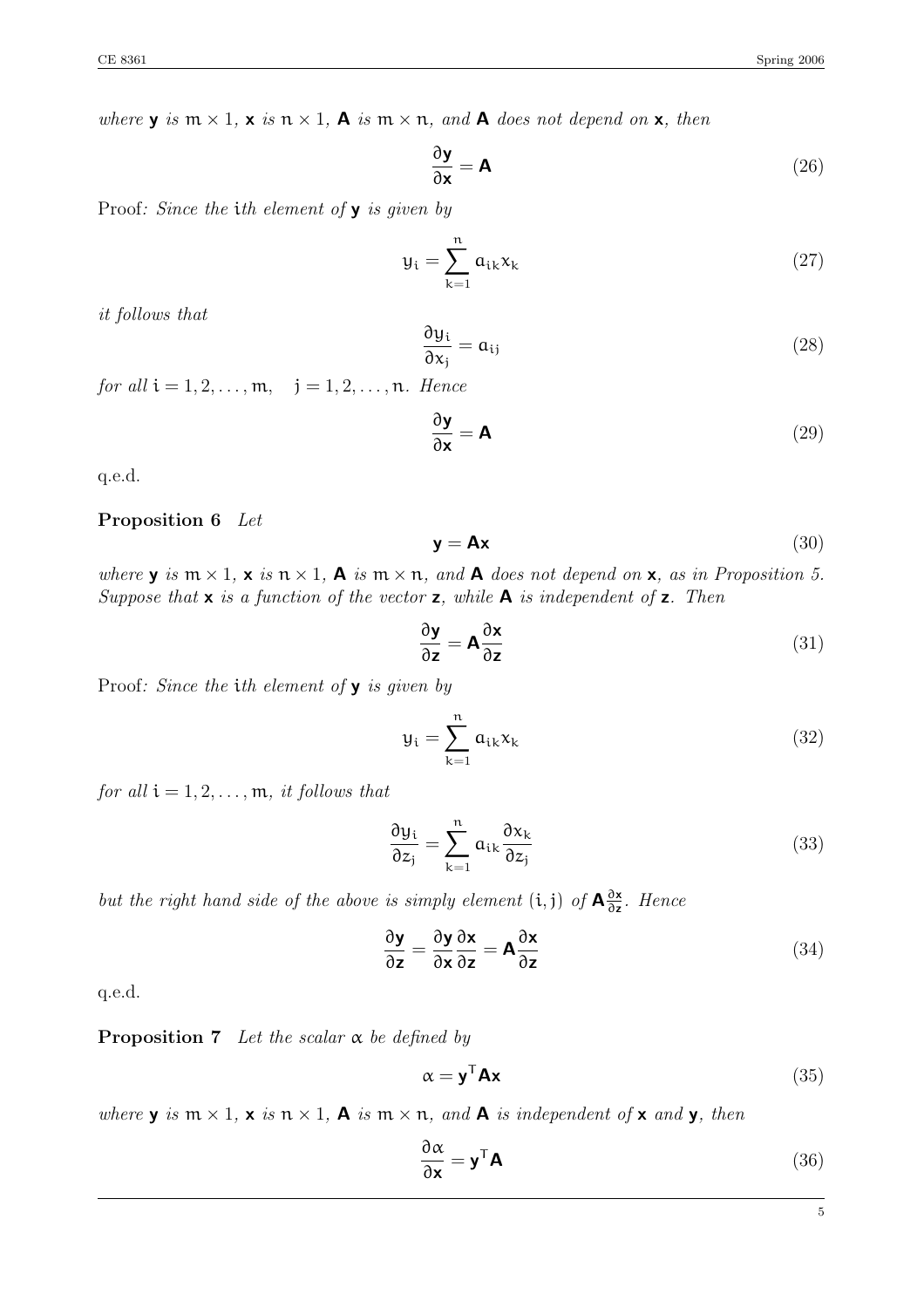*where* $\mathbf{y}$ *is* $m \times 1$*,* $\mathbf{x}$ *is* $n \times 1$*,* $\mathbf{A}$ *is* $m \times n$*, and* $\mathbf{A}$ *does not depend on* $\mathbf{x}$*, then*

$$\frac{\partial \mathbf{y}}{\partial \mathbf{x}} = \mathbf{A} \tag{26}$$

Proof*: Since the* $i$*th element of* $\mathbf{y}$ *is given by*

$$y_i = \sum_{k=1}^{n} a_{ik} x_k \tag{27}$$

*it follows that*

$$\frac{\partial y_i}{\partial x_j} = a_{ij} \tag{28}$$

*for all* $i = 1, 2, \ldots, m, \quad j = 1, 2, \ldots, n$*. Hence*

$$\frac{\partial \mathbf{y}}{\partial \mathbf{x}} = \mathbf{A} \tag{29}$$

q.e.d.

**Proposition 6** *Let*

$$\mathbf{y} = \mathbf{A}\mathbf{x} \tag{30}$$

*where* $\mathbf{y}$ *is* $m \times 1$*,* $\mathbf{x}$ *is* $n \times 1$*,* $\mathbf{A}$ *is* $m \times n$*, and* $\mathbf{A}$ *does not depend on* $\mathbf{x}$*, as in Proposition 5. Suppose that* $\mathbf{x}$ *is a function of the vector* $\mathbf{z}$*, while* $\mathbf{A}$ *is independent of* $\mathbf{z}$*. Then*

$$\frac{\partial \mathbf{y}}{\partial \mathbf{z}} = \mathbf{A} \frac{\partial \mathbf{x}}{\partial \mathbf{z}} \tag{31}$$

Proof*: Since the* $i$*th element of* $\mathbf{y}$ *is given by*

$$y_i = \sum_{k=1}^{n} a_{ik} x_k \tag{32}$$

*for all* $i = 1, 2, \ldots, m$*, it follows that*

$$\frac{\partial y_i}{\partial z_j} = \sum_{k=1}^{n} a_{ik} \frac{\partial x_k}{\partial z_j} \tag{33}$$

*but the right hand side of the above is simply element* $(i, j)$ *of* $\mathbf{A} \frac{\partial \mathbf{x}}{\partial \mathbf{z}}$*. Hence*

$$\frac{\partial \mathbf{y}}{\partial \mathbf{z}} = \frac{\partial \mathbf{y}}{\partial \mathbf{x}} \frac{\partial \mathbf{x}}{\partial \mathbf{z}} = \mathbf{A} \frac{\partial \mathbf{x}}{\partial \mathbf{z}} \tag{34}$$

q.e.d.

**Proposition 7** *Let the scalar* $\alpha$ *be defined by*

$$\alpha = \mathbf{y}^{\mathsf{T}} \mathbf{A} \mathbf{x} \tag{35}$$

*where* $\mathbf{y}$ *is* $m \times 1$*,* $\mathbf{x}$ *is* $n \times 1$*,* $\mathbf{A}$ *is* $m \times n$*, and* $\mathbf{A}$ *is independent of* $\mathbf{x}$ *and* $\mathbf{y}$*, then*

$$\frac{\partial \alpha}{\partial \mathbf{x}} = \mathbf{y}^{\mathsf{T}} \mathbf{A} \tag{36}$$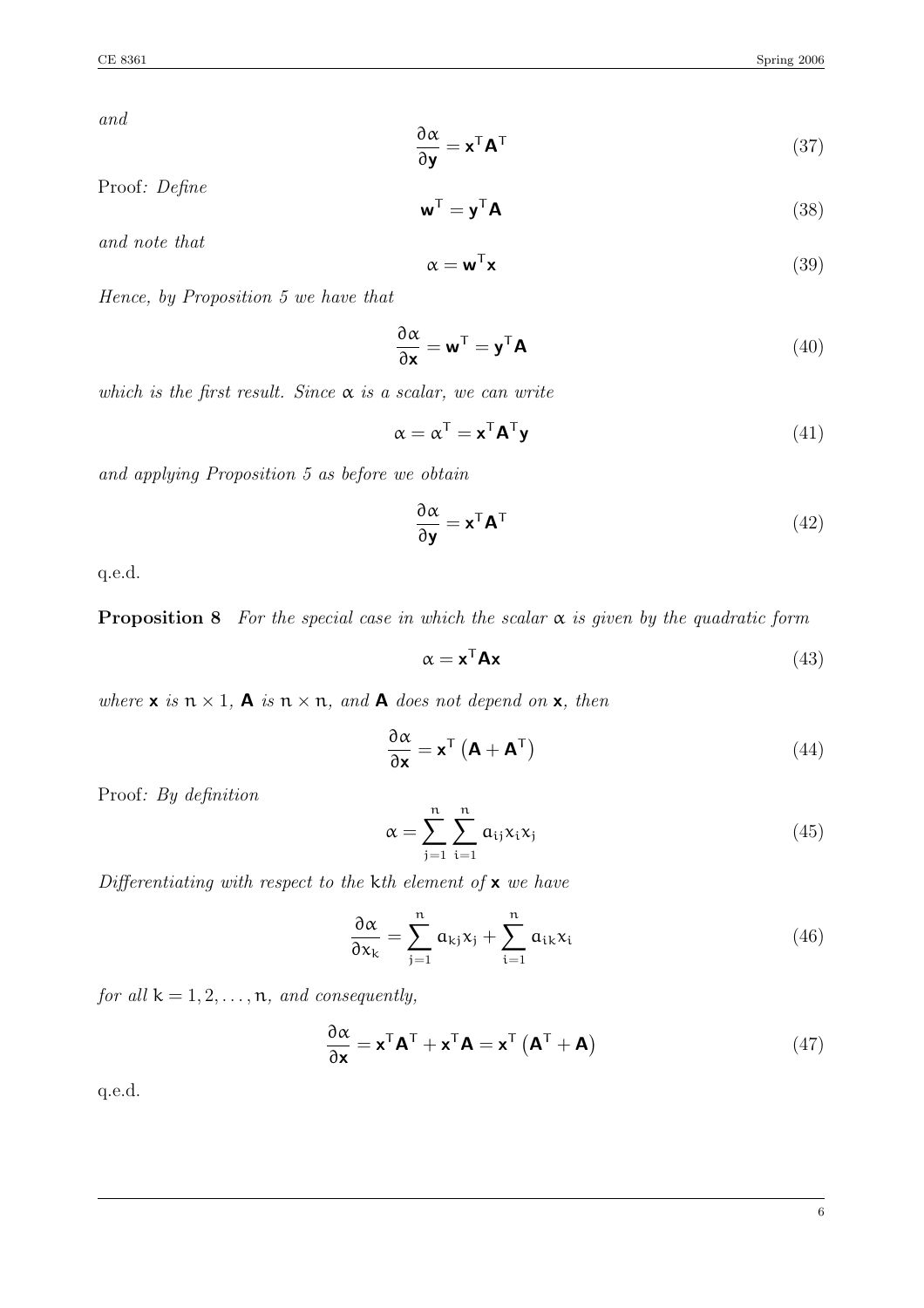*and*

$$\frac{\partial \alpha}{\partial \mathbf{y}} = \mathbf{x}^\mathsf{T} \mathbf{A}^\mathsf{T} \tag{37}$$

Proof*: Define*

$$\mathbf{w}^\mathsf{T} = \mathbf{y}^\mathsf{T} \mathbf{A} \tag{38}$$

*and note that*

$$\alpha = \mathbf{w}^\mathsf{T} \mathbf{x} \tag{39}$$

*Hence, by Proposition 5 we have that*

$$\frac{\partial \alpha}{\partial \mathbf{x}} = \mathbf{w}^\mathsf{T} = \mathbf{y}^\mathsf{T} \mathbf{A} \tag{40}$$

*which is the first result. Since $\alpha$ is a scalar, we can write*

$$\alpha = \alpha^\mathsf{T} = \mathbf{x}^\mathsf{T} \mathbf{A}^\mathsf{T} \mathbf{y} \tag{41}$$

*and applying Proposition 5 as before we obtain*

$$\frac{\partial \alpha}{\partial \mathbf{y}} = \mathbf{x}^\mathsf{T} \mathbf{A}^\mathsf{T} \tag{42}$$

q.e.d.

**Proposition 8** *For the special case in which the scalar $\alpha$ is given by the quadratic form*

$$\alpha = \mathbf{x}^\mathsf{T} \mathbf{A} \mathbf{x} \tag{43}$$

*where $\mathbf{x}$ is $n \times 1$, $\mathbf{A}$ is $n \times n$, and $\mathbf{A}$ does not depend on $\mathbf{x}$, then*

$$\frac{\partial \alpha}{\partial \mathbf{x}} = \mathbf{x}^\mathsf{T} \left( \mathbf{A} + \mathbf{A}^\mathsf{T} \right) \tag{44}$$

Proof*: By definition*

$$\alpha = \sum_{j=1}^{n} \sum_{i=1}^{n} a_{ij} x_i x_j \tag{45}$$

*Differentiating with respect to the $k$th element of $\mathbf{x}$ we have*

$$\frac{\partial \alpha}{\partial x_k} = \sum_{j=1}^{n} a_{kj} x_j + \sum_{i=1}^{n} a_{ik} x_i \tag{46}$$

*for all $k = 1, 2, \ldots, n$, and consequently,*

$$\frac{\partial \alpha}{\partial \mathbf{x}} = \mathbf{x}^\mathsf{T} \mathbf{A}^\mathsf{T} + \mathbf{x}^\mathsf{T} \mathbf{A} = \mathbf{x}^\mathsf{T} \left( \mathbf{A}^\mathsf{T} + \mathbf{A} \right) \tag{47}$$

q.e.d.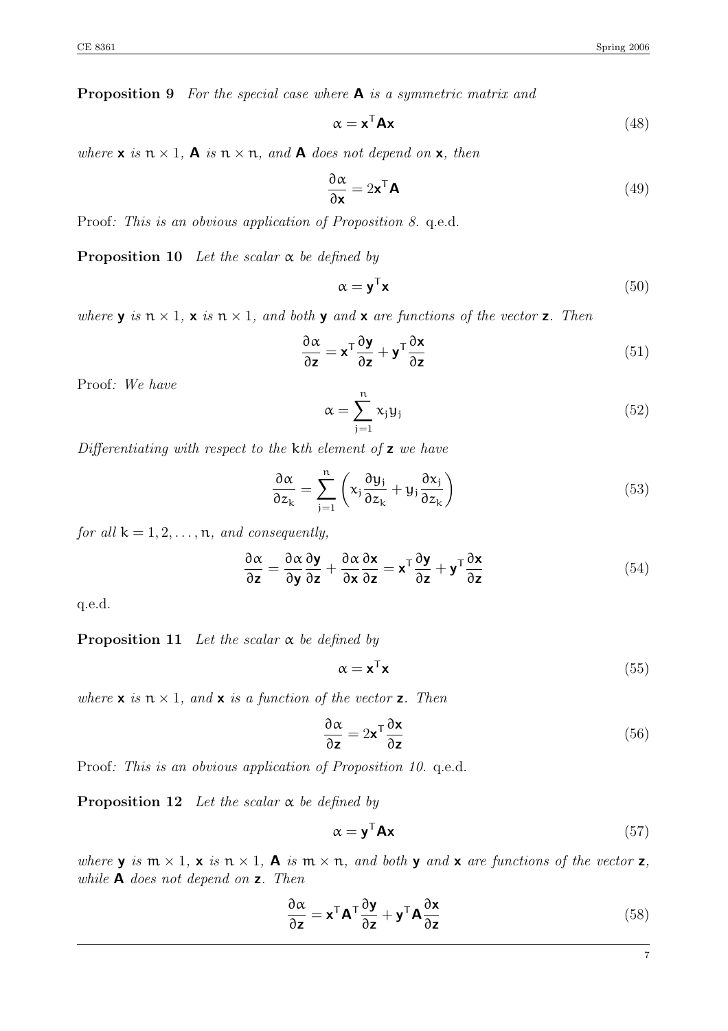**Proposition 9** *For the special case where* $\mathbf{A}$ *is a symmetric matrix and*

$$\alpha = \mathbf{x}^\mathsf{T}\mathbf{A}\mathbf{x} \tag{48}$$

*where* $\mathbf{x}$ *is* $n \times 1$*,* $\mathbf{A}$ *is* $n \times n$*, and* $\mathbf{A}$ *does not depend on* $\mathbf{x}$*, then*

$$\frac{\partial \alpha}{\partial \mathbf{x}} = 2\mathbf{x}^\mathsf{T}\mathbf{A} \tag{49}$$

Proof*: This is an obvious application of Proposition 8.* q.e.d.

**Proposition 10** *Let the scalar* $\alpha$ *be defined by*

$$\alpha = \mathbf{y}^\mathsf{T}\mathbf{x} \tag{50}$$

*where* $\mathbf{y}$ *is* $n \times 1$*,* $\mathbf{x}$ *is* $n \times 1$*, and both* $\mathbf{y}$ *and* $\mathbf{x}$ *are functions of the vector* $\mathbf{z}$*. Then*

$$\frac{\partial \alpha}{\partial \mathbf{z}} = \mathbf{x}^\mathsf{T}\frac{\partial \mathbf{y}}{\partial \mathbf{z}} + \mathbf{y}^\mathsf{T}\frac{\partial \mathbf{x}}{\partial \mathbf{z}} \tag{51}$$

Proof*: We have*

$$\alpha = \sum_{j=1}^{n} x_j y_j \tag{52}$$

*Differentiating with respect to the* $k$*th element of* $\mathbf{z}$ *we have*

$$\frac{\partial \alpha}{\partial z_k} = \sum_{j=1}^{n}\left(x_j\frac{\partial y_j}{\partial z_k} + y_j\frac{\partial x_j}{\partial z_k}\right) \tag{53}$$

*for all* $k = 1, 2, \ldots, n$*, and consequently,*

$$\frac{\partial \alpha}{\partial \mathbf{z}} = \frac{\partial \alpha}{\partial \mathbf{y}}\frac{\partial \mathbf{y}}{\partial \mathbf{z}} + \frac{\partial \alpha}{\partial \mathbf{x}}\frac{\partial \mathbf{x}}{\partial \mathbf{z}} = \mathbf{x}^\mathsf{T}\frac{\partial \mathbf{y}}{\partial \mathbf{z}} + \mathbf{y}^\mathsf{T}\frac{\partial \mathbf{x}}{\partial \mathbf{z}} \tag{54}$$

q.e.d.

**Proposition 11** *Let the scalar* $\alpha$ *be defined by*

$$\alpha = \mathbf{x}^\mathsf{T}\mathbf{x} \tag{55}$$

*where* $\mathbf{x}$ *is* $n \times 1$*, and* $\mathbf{x}$ *is a function of the vector* $\mathbf{z}$*. Then*

$$\frac{\partial \alpha}{\partial \mathbf{z}} = 2\mathbf{x}^\mathsf{T}\frac{\partial \mathbf{x}}{\partial \mathbf{z}} \tag{56}$$

Proof*: This is an obvious application of Proposition 10.* q.e.d.

**Proposition 12** *Let the scalar* $\alpha$ *be defined by*

$$\alpha = \mathbf{y}^\mathsf{T}\mathbf{A}\mathbf{x} \tag{57}$$

*where* $\mathbf{y}$ *is* $m \times 1$*,* $\mathbf{x}$ *is* $n \times 1$*,* $\mathbf{A}$ *is* $m \times n$*, and both* $\mathbf{y}$ *and* $\mathbf{x}$ *are functions of the vector* $\mathbf{z}$*, while* $\mathbf{A}$ *does not depend on* $\mathbf{z}$*. Then*

$$\frac{\partial \alpha}{\partial \mathbf{z}} = \mathbf{x}^\mathsf{T}\mathbf{A}^\mathsf{T}\frac{\partial \mathbf{y}}{\partial \mathbf{z}} + \mathbf{y}^\mathsf{T}\mathbf{A}\frac{\partial \mathbf{x}}{\partial \mathbf{z}} \tag{58}$$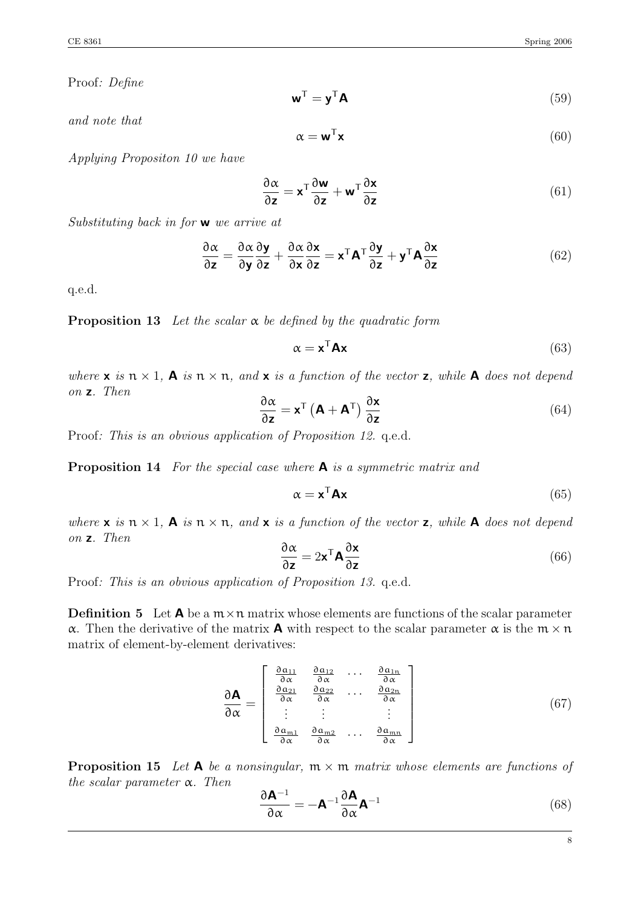Proof*: Define*

$$\mathbf{w}^{\mathsf{T}} = \mathbf{y}^{\mathsf{T}}\mathbf{A} \tag{59}$$

*and note that*

$$\alpha = \mathbf{w}^{\mathsf{T}}\mathbf{x} \tag{60}$$

*Applying Propositon 10 we have*

$$\frac{\partial \alpha}{\partial \mathbf{z}} = \mathbf{x}^{\mathsf{T}}\frac{\partial \mathbf{w}}{\partial \mathbf{z}} + \mathbf{w}^{\mathsf{T}}\frac{\partial \mathbf{x}}{\partial \mathbf{z}} \tag{61}$$

*Substituting back in for* $\mathbf{w}$ *we arrive at*

$$\frac{\partial \alpha}{\partial \mathbf{z}} = \frac{\partial \alpha}{\partial \mathbf{y}}\frac{\partial \mathbf{y}}{\partial \mathbf{z}} + \frac{\partial \alpha}{\partial \mathbf{x}}\frac{\partial \mathbf{x}}{\partial \mathbf{z}} = \mathbf{x}^{\mathsf{T}}\mathbf{A}^{\mathsf{T}}\frac{\partial \mathbf{y}}{\partial \mathbf{z}} + \mathbf{y}^{\mathsf{T}}\mathbf{A}\frac{\partial \mathbf{x}}{\partial \mathbf{z}} \tag{62}$$

q.e.d.

**Proposition 13** *Let the scalar* $\alpha$ *be defined by the quadratic form*

$$\alpha = \mathbf{x}^{\mathsf{T}}\mathbf{A}\mathbf{x} \tag{63}$$

*where* $\mathbf{x}$ *is* $n \times 1$*,* $\mathbf{A}$ *is* $n \times n$*, and* $\mathbf{x}$ *is a function of the vector* $\mathbf{z}$*, while* $\mathbf{A}$ *does not depend on* $\mathbf{z}$*. Then*

$$\frac{\partial \alpha}{\partial \mathbf{z}} = \mathbf{x}^{\mathsf{T}}\left(\mathbf{A} + \mathbf{A}^{\mathsf{T}}\right)\frac{\partial \mathbf{x}}{\partial \mathbf{z}} \tag{64}$$

Proof*: This is an obvious application of Proposition 12.* q.e.d.

**Proposition 14** *For the special case where* $\mathbf{A}$ *is a symmetric matrix and*

$$\alpha = \mathbf{x}^{\mathsf{T}}\mathbf{A}\mathbf{x} \tag{65}$$

*where* $\mathbf{x}$ *is* $n \times 1$*,* $\mathbf{A}$ *is* $n \times n$*, and* $\mathbf{x}$ *is a function of the vector* $\mathbf{z}$*, while* $\mathbf{A}$ *does not depend on* $\mathbf{z}$*. Then*

$$\frac{\partial \alpha}{\partial \mathbf{z}} = 2\mathbf{x}^{\mathsf{T}}\mathbf{A}\frac{\partial \mathbf{x}}{\partial \mathbf{z}} \tag{66}$$

Proof*: This is an obvious application of Proposition 13.* q.e.d.

**Definition 5** Let $\mathbf{A}$ be a $m \times n$ matrix whose elements are functions of the scalar parameter $\alpha$. Then the derivative of the matrix $\mathbf{A}$ with respect to the scalar parameter $\alpha$ is the $m \times n$ matrix of element-by-element derivatives:

$$\frac{\partial \mathbf{A}}{\partial \alpha} = \begin{bmatrix} \frac{\partial a_{11}}{\partial \alpha} & \frac{\partial a_{12}}{\partial \alpha} & \cdots & \frac{\partial a_{1n}}{\partial \alpha} \\ \frac{\partial a_{21}}{\partial \alpha} & \frac{\partial a_{22}}{\partial \alpha} & \cdots & \frac{\partial a_{2n}}{\partial \alpha} \\ \vdots & \vdots & & \vdots \\ \frac{\partial a_{m1}}{\partial \alpha} & \frac{\partial a_{m2}}{\partial \alpha} & \cdots & \frac{\partial a_{mn}}{\partial \alpha} \end{bmatrix} \tag{67}$$

**Proposition 15** *Let* $\mathbf{A}$ *be a nonsingular,* $m \times m$ *matrix whose elements are functions of the scalar parameter* $\alpha$*. Then*

$$\frac{\partial \mathbf{A}^{-1}}{\partial \alpha} = -\mathbf{A}^{-1}\frac{\partial \mathbf{A}}{\partial \alpha}\mathbf{A}^{-1} \tag{68}$$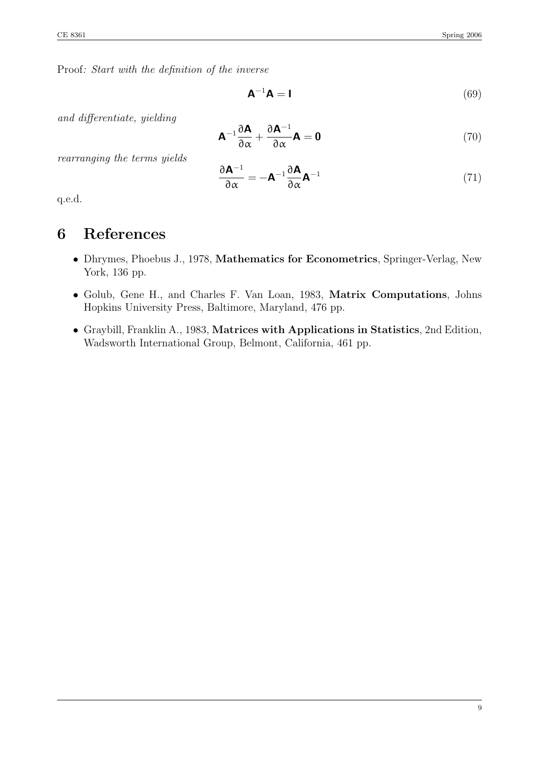Proof*: Start with the definition of the inverse*

$$\mathbf{A}^{-1}\mathbf{A} = \mathbf{I} \tag{69}$$

*and differentiate, yielding*

$$\mathbf{A}^{-1}\frac{\partial \mathbf{A}}{\partial \alpha} + \frac{\partial \mathbf{A}^{-1}}{\partial \alpha}\mathbf{A} = \mathbf{0} \tag{70}$$

*rearranging the terms yields*

$$\frac{\partial \mathbf{A}^{-1}}{\partial \alpha} = -\mathbf{A}^{-1}\frac{\partial \mathbf{A}}{\partial \alpha}\mathbf{A}^{-1} \tag{71}$$

q.e.d.

# 6 References

- Dhrymes, Phoebus J., 1978, **Mathematics for Econometrics**, Springer-Verlag, New York, 136 pp.
- Golub, Gene H., and Charles F. Van Loan, 1983, **Matrix Computations**, Johns Hopkins University Press, Baltimore, Maryland, 476 pp.
- Graybill, Franklin A., 1983, **Matrices with Applications in Statistics**, 2nd Edition, Wadsworth International Group, Belmont, California, 461 pp.